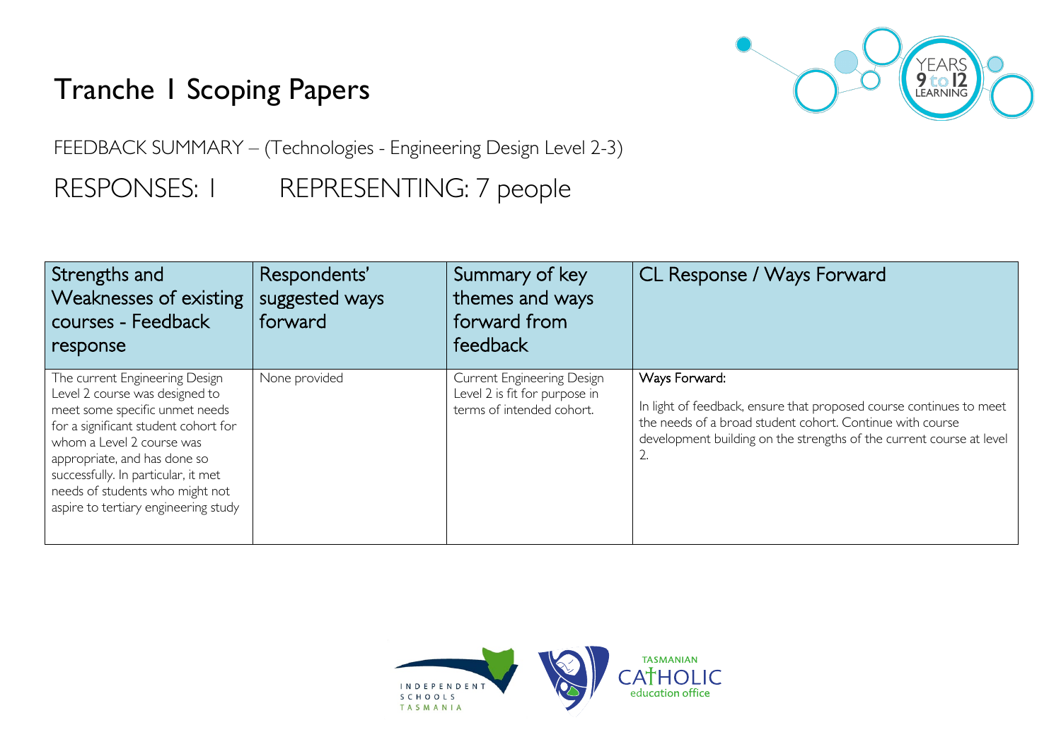# Tranche 1 Scoping Papers

FEEDBACK SUMMARY – (Technologies - Engineering Design Level 2-3)

## RESPONSES: 1 REPRESENTING: 7 people

| Strengths and Weaknesses of existing courses - Feedback response | Respondents' suggested ways forward | Summary of key themes and ways forward from feedback | CL Response / Ways Forward |
|---|---|---|---|
| The current Engineering Design Level 2 course was designed to meet some specific unmet needs for a significant student cohort for whom a Level 2 course was appropriate, and has done so successfully. In particular, it met needs of students who might not aspire to tertiary engineering study | None provided | Current Engineering Design Level 2 is fit for purpose in terms of intended cohort. | Ways Forward:<br><br>In light of feedback, ensure that proposed course continues to meet the needs of a broad student cohort. Continue with course development building on the strengths of the current course at level 2. |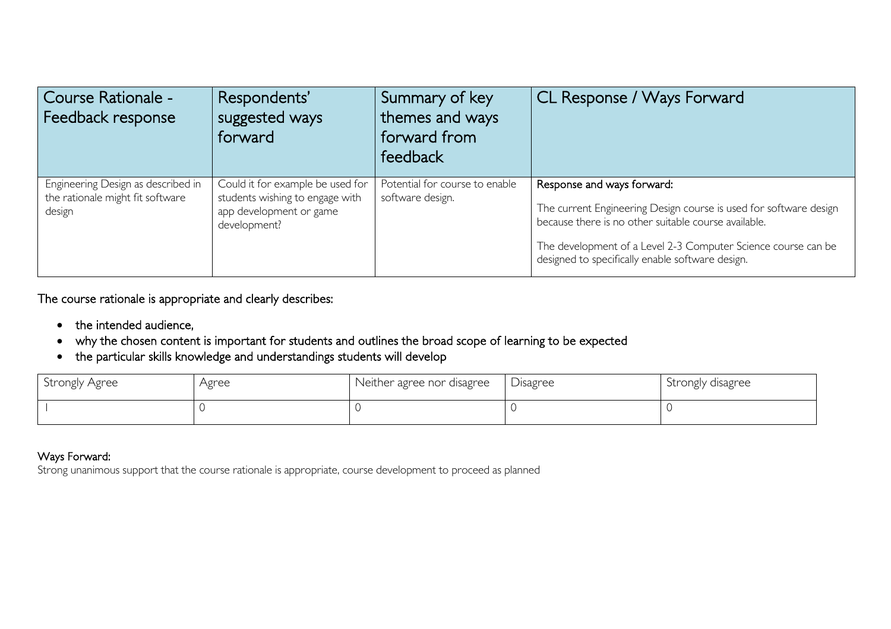| Course Rationale - Feedback response | Respondents' suggested ways forward | Summary of key themes and ways forward from feedback | CL Response / Ways Forward |
|---|---|---|---|
| Engineering Design as described in the rationale might fit software design | Could it for example be used for students wishing to engage with app development or game development? | Potential for course to enable software design. | Response and ways forward:<br><br>The current Engineering Design course is used for software design because there is no other suitable course available.<br><br>The development of a Level 2-3 Computer Science course can be designed to specifically enable software design. |

The course rationale is appropriate and clearly describes:

- the intended audience,
- why the chosen content is important for students and outlines the broad scope of learning to be expected
- the particular skills knowledge and understandings students will develop

| Strongly Agree | Agree | Neither agree nor disagree | Disagree | Strongly disagree |
|---|---|---|---|---|
| 1 | 0 | 0 | 0 | 0 |

**Ways Forward:**

Strong unanimous support that the course rationale is appropriate, course development to proceed as planned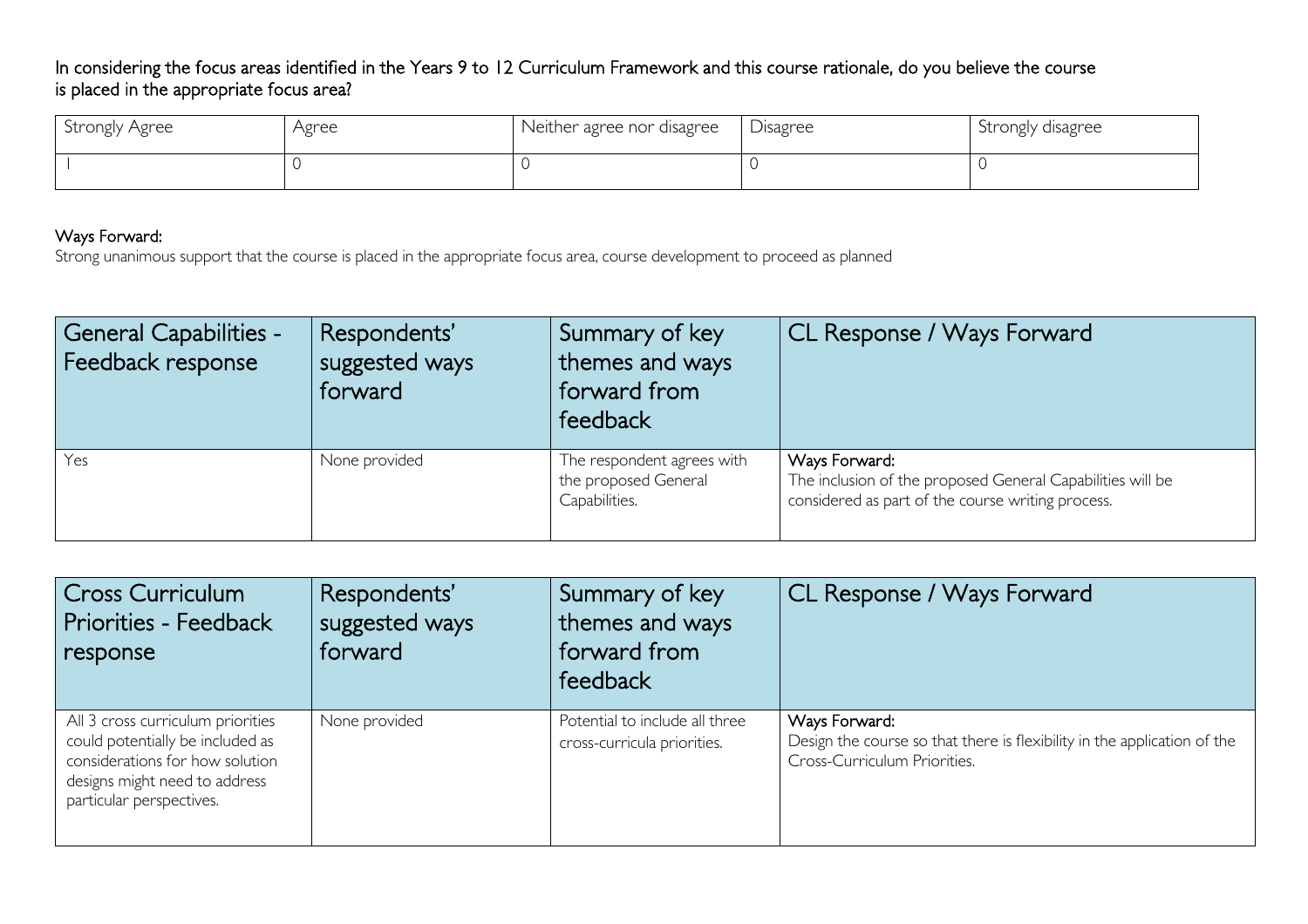In considering the focus areas identified in the Years 9 to 12 Curriculum Framework and this course rationale, do you believe the course is placed in the appropriate focus area?

| Strongly Agree | Agree | Neither agree nor disagree | Disagree | Strongly disagree |
|---|---|---|---|---|
| 1 | 0 | 0 | 0 | 0 |

Ways Forward:
Strong unanimous support that the course is placed in the appropriate focus area, course development to proceed as planned

| General Capabilities - Feedback response | Respondents' suggested ways forward | Summary of key themes and ways forward from feedback | CL Response / Ways Forward |
|---|---|---|---|
| Yes | None provided | The respondent agrees with the proposed General Capabilities. | Ways Forward:<br>The inclusion of the proposed General Capabilities will be considered as part of the course writing process. |

| Cross Curriculum Priorities - Feedback response | Respondents' suggested ways forward | Summary of key themes and ways forward from feedback | CL Response / Ways Forward |
|---|---|---|---|
| All 3 cross curriculum priorities could potentially be included as considerations for how solution designs might need to address particular perspectives. | None provided | Potential to include all three cross-curricula priorities. | Ways Forward:<br>Design the course so that there is flexibility in the application of the Cross-Curriculum Priorities. |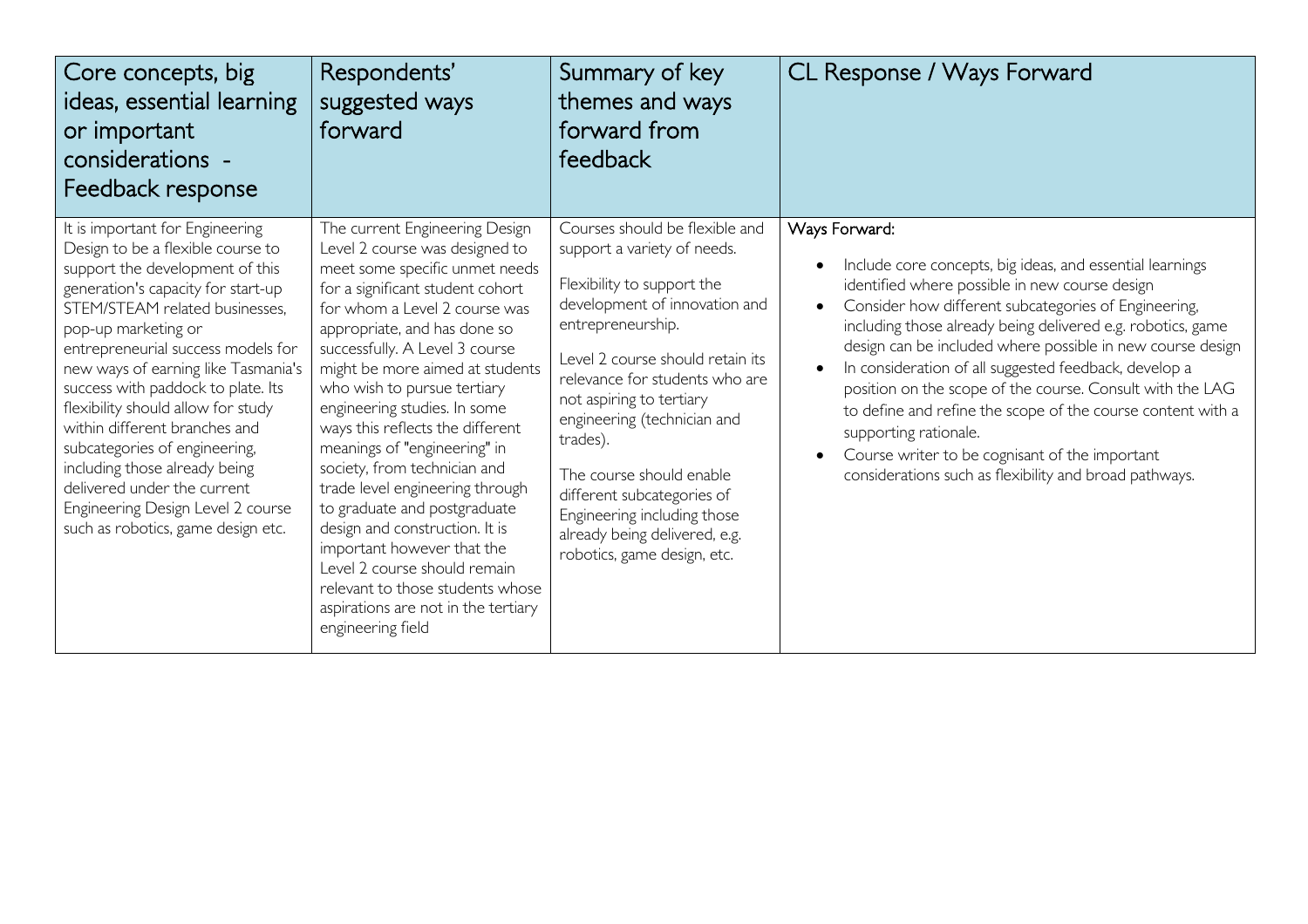| Core concepts, big ideas, essential learning or important considerations - Feedback response | Respondents' suggested ways forward | Summary of key themes and ways forward from feedback | CL Response / Ways Forward |
| --- | --- | --- | --- |
| It is important for Engineering Design to be a flexible course to support the development of this generation's capacity for start-up STEM/STEAM related businesses, pop-up marketing or entrepreneurial success models for new ways of earning like Tasmania's success with paddock to plate. Its flexibility should allow for study within different branches and subcategories of engineering, including those already being delivered under the current Engineering Design Level 2 course such as robotics, game design etc. | The current Engineering Design Level 2 course was designed to meet some specific unmet needs for a significant student cohort for whom a Level 2 course was appropriate, and has done so successfully. A Level 3 course might be more aimed at students who wish to pursue tertiary engineering studies. In some ways this reflects the different meanings of "engineering" in society, from technician and trade level engineering through to graduate and postgraduate design and construction. It is important however that the Level 2 course should remain relevant to those students whose aspirations are not in the tertiary engineering field | Courses should be flexible and support a variety of needs.<br><br>Flexibility to support the development of innovation and entrepreneurship.<br><br>Level 2 course should retain its relevance for students who are not aspiring to tertiary engineering (technician and trades).<br><br>The course should enable different subcategories of Engineering including those already being delivered, e.g. robotics, game design, etc. | Ways Forward:<br><br>• Include core concepts, big ideas, and essential learnings identified where possible in new course design<br>• Consider how different subcategories of Engineering, including those already being delivered e.g. robotics, game design can be included where possible in new course design<br>• In consideration of all suggested feedback, develop a position on the scope of the course. Consult with the LAG to define and refine the scope of the course content with a supporting rationale.<br>• Course writer to be cognisant of the important considerations such as flexibility and broad pathways. |